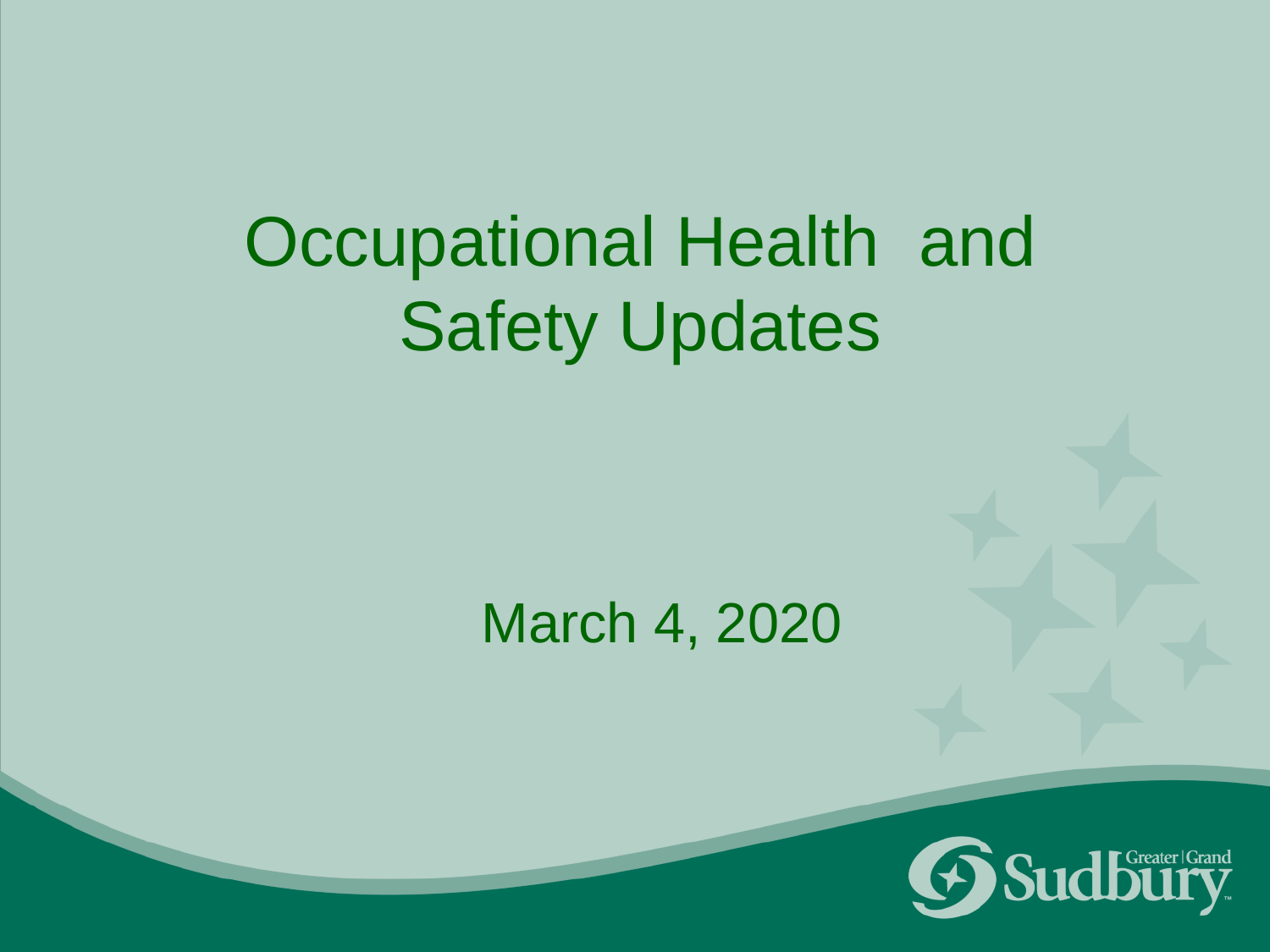# Occupational Health and Safety Updates

March 4, 2020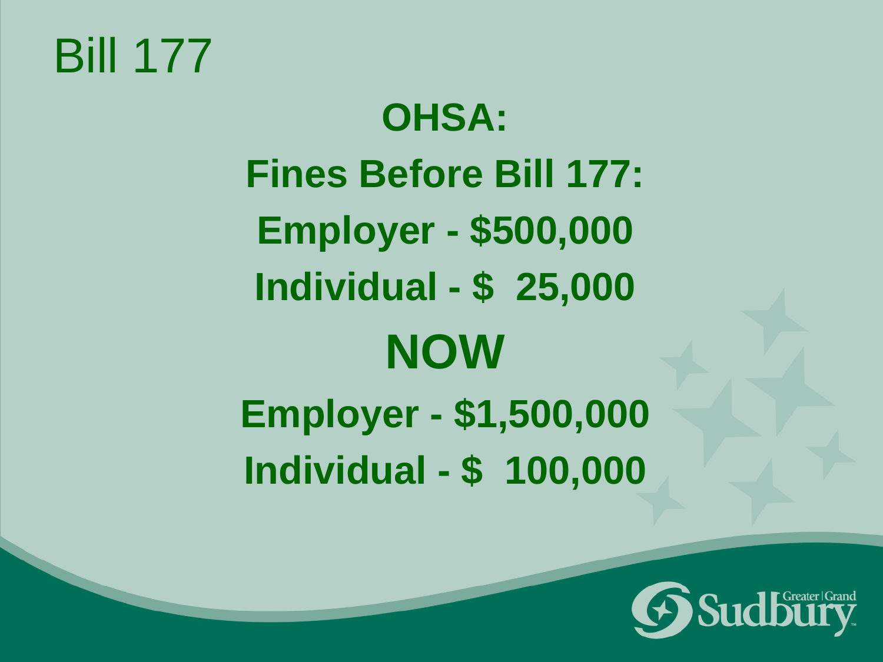# Bill 177

**OHSA:**

**Fines Before Bill 177:**

**Employer - $500,000**

**Individual - $  25,000**

**NOW**

**Employer - $1,500,000**

**Individual - $  100,000**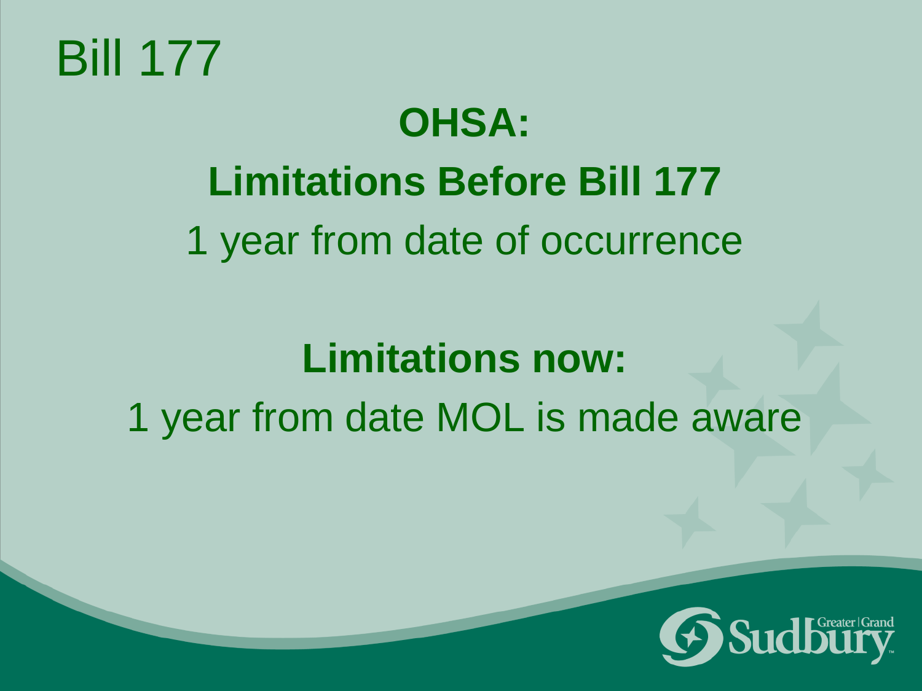# Bill 177

## OHSA:

## Limitations Before Bill 177

1 year from date of occurrence

## Limitations now:

1 year from date MOL is made aware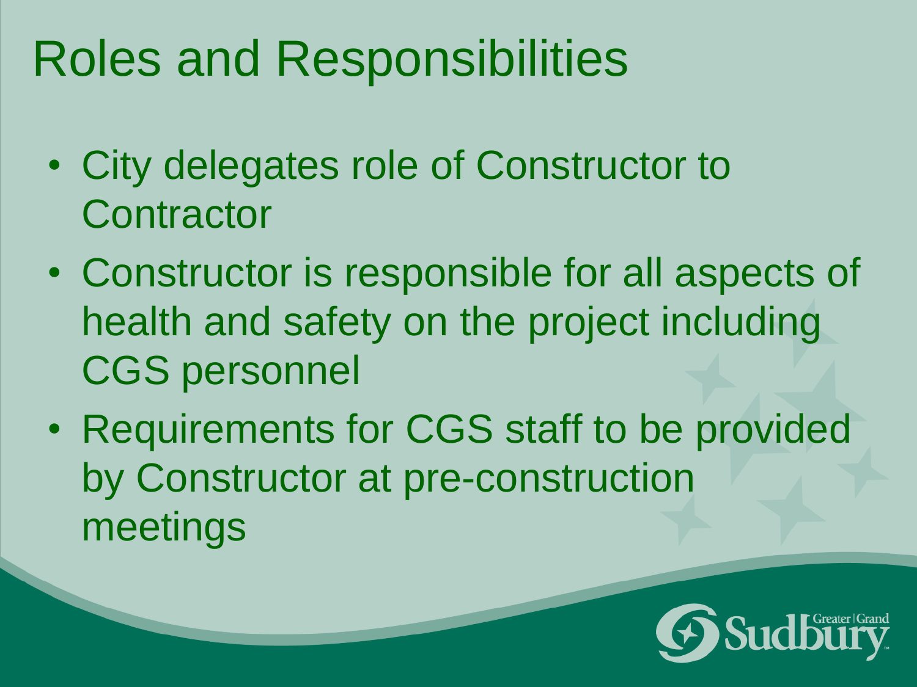# Roles and Responsibilities

- City delegates role of Constructor to Contractor
- Constructor is responsible for all aspects of health and safety on the project including CGS personnel
- Requirements for CGS staff to be provided by Constructor at pre-construction meetings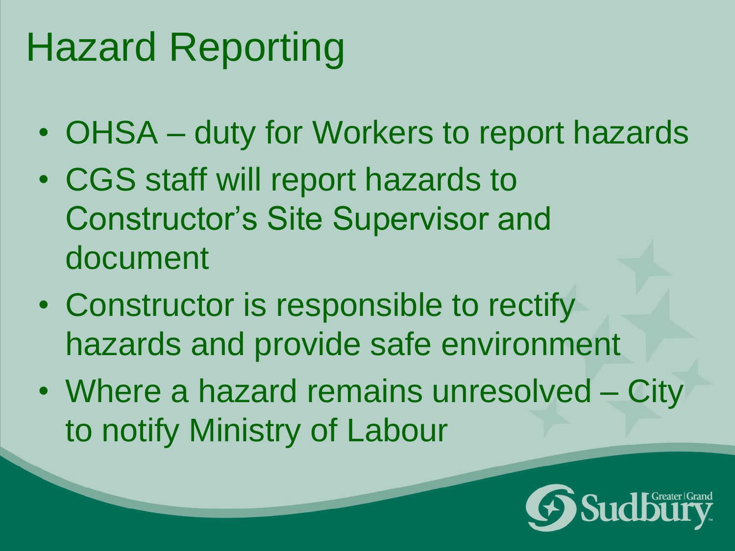# Hazard Reporting

- OHSA – duty for Workers to report hazards
- CGS staff will report hazards to Constructor's Site Supervisor and document
- Constructor is responsible to rectify hazards and provide safe environment
- Where a hazard remains unresolved – City to notify Ministry of Labour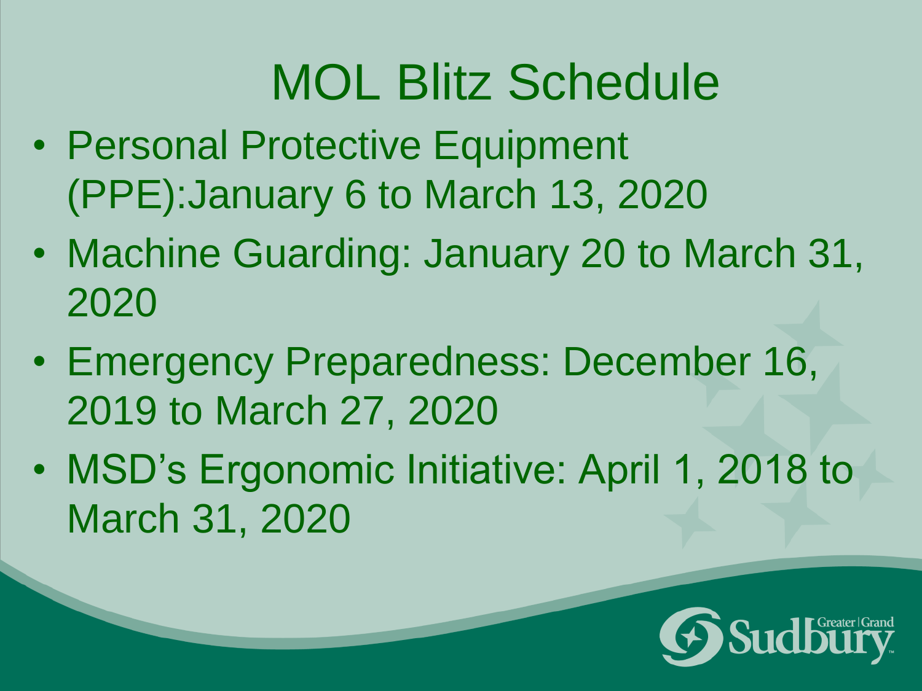# MOL Blitz Schedule

- Personal Protective Equipment (PPE):January 6 to March 13, 2020
- Machine Guarding: January 20 to March 31, 2020
- Emergency Preparedness: December 16, 2019 to March 27, 2020
- MSD's Ergonomic Initiative: April 1, 2018 to March 31, 2020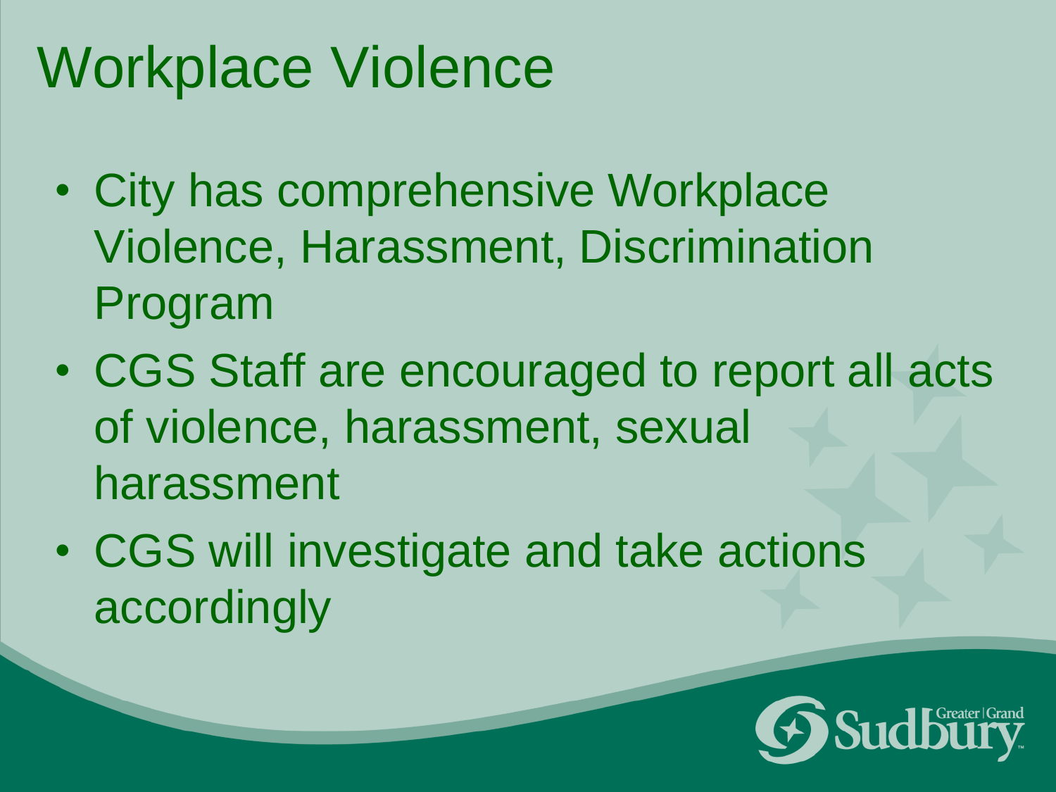# Workplace Violence

- City has comprehensive Workplace Violence, Harassment, Discrimination Program
- CGS Staff are encouraged to report all acts of violence, harassment, sexual harassment
- CGS will investigate and take actions accordingly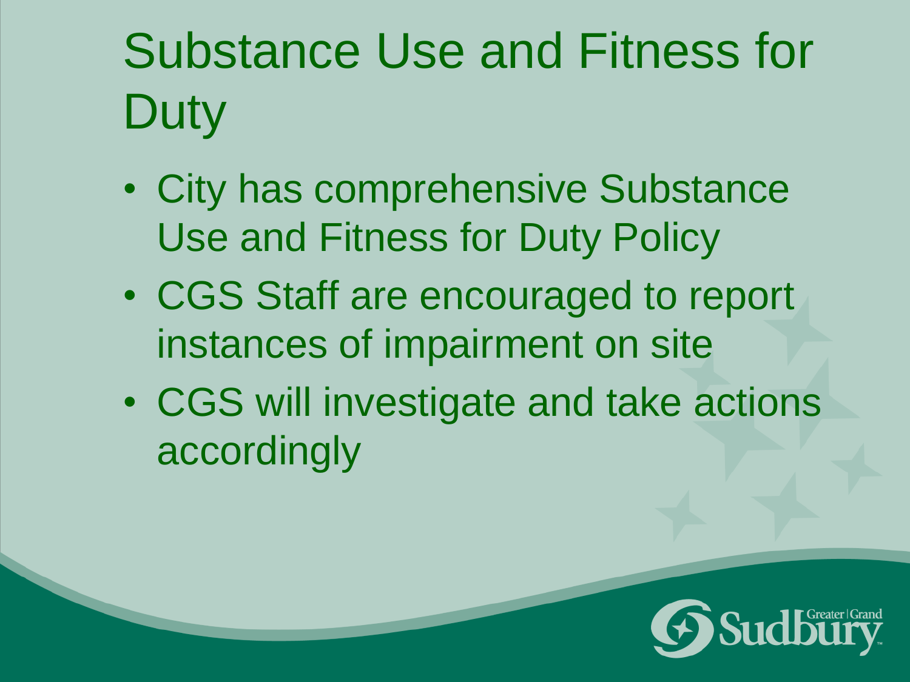# Substance Use and Fitness for Duty

- City has comprehensive Substance Use and Fitness for Duty Policy
- CGS Staff are encouraged to report instances of impairment on site
- CGS will investigate and take actions accordingly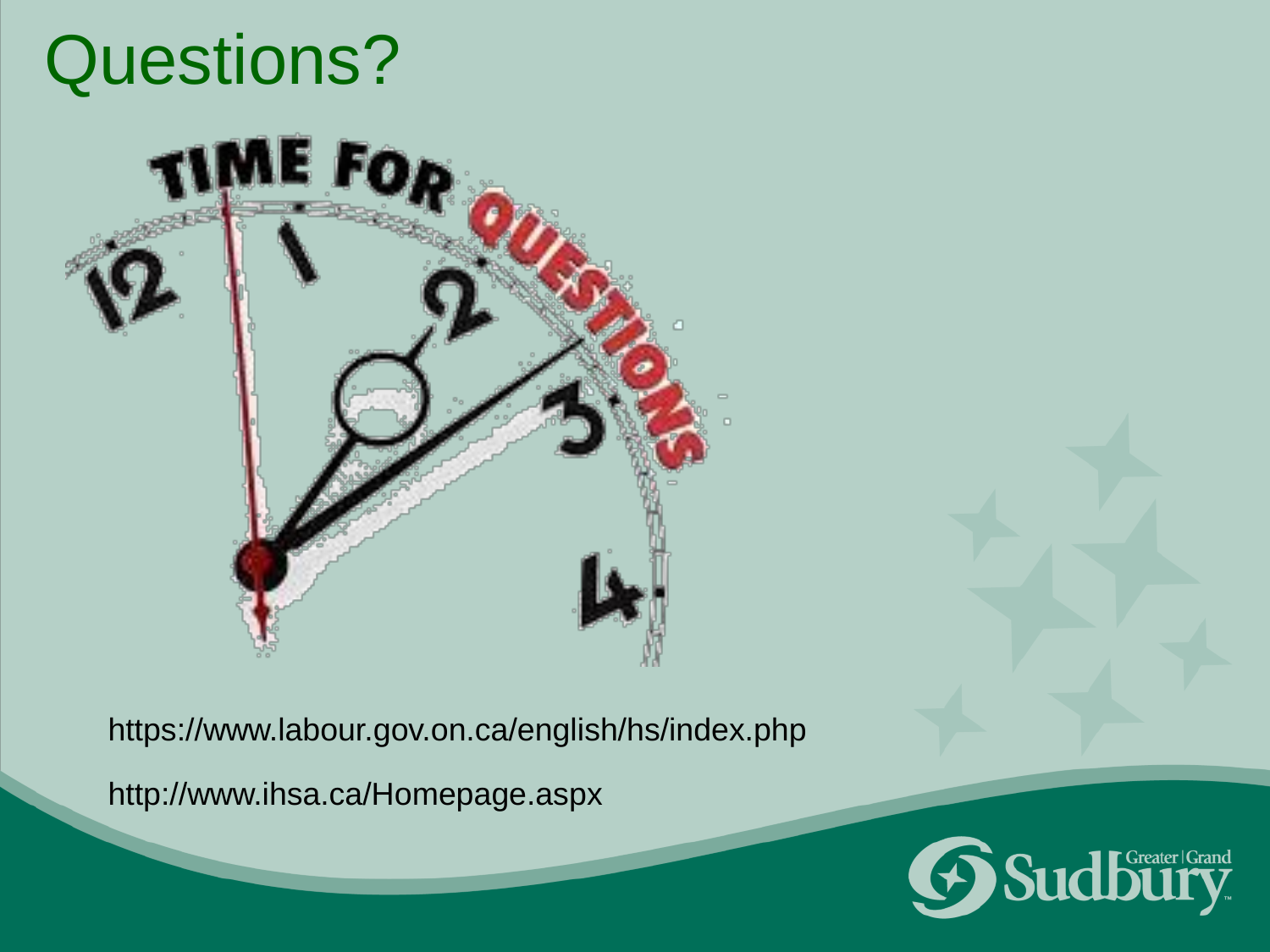# Questions?

https://www.labour.gov.on.ca/english/hs/index.php

http://www.ihsa.ca/Homepage.aspx